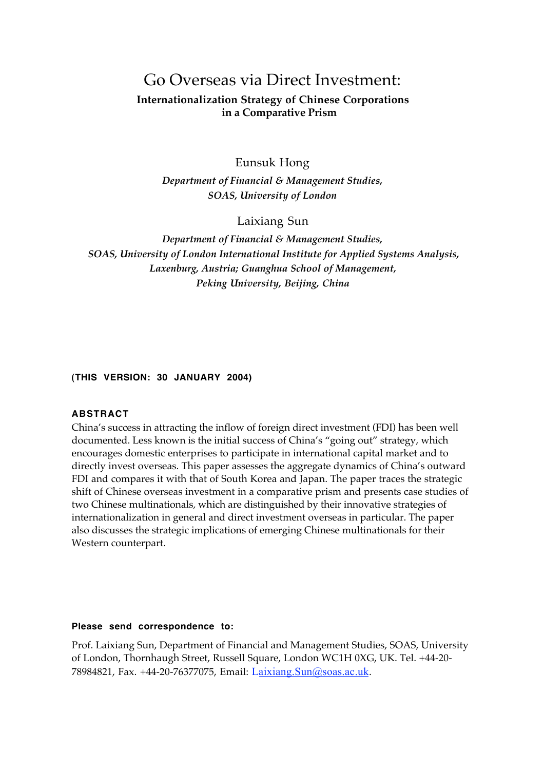# Go Overseas via Direct Investment:

**Internationalization Strategy of Chinese Corporations in a Comparative Prism**

Eunsuk Hong

*Department of Financial & Management Studies, SOAS, University of London*

Laixiang Sun

*Department of Financial & Management Studies, SOAS, University of London International Institute for Applied Systems Analysis, Laxenburg, Austria; Guanghua School of Management, Peking University, Beijing, China*

**(THIS VERSION: 30 JANUARY 2004)**

## ABSTRACT

China's success in attracting the inflow of foreign direct investment (FDI) has been well documented. Less known is the initial success of China's "going out" strategy, which encourages domestic enterprises to participate in international capital market and to directly invest overseas. This paper assesses the aggregate dynamics of China's outward FDI and compares it with that of South Korea and Japan. The paper traces the strategic shift of Chinese overseas investment in a comparative prism and presents case studies of two Chinese multinationals, which are distinguished by their innovative strategies of internationalization in general and direct investment overseas in particular. The paper also discusses the strategic implications of emerging Chinese multinationals for their Western counterpart.

**Please send correspondence to:**

Prof. Laixiang Sun, Department of Financial and Management Studies, SOAS, University of London, Thornhaugh Street, Russell Square, London WC1H 0XG, UK. Tel. +44-20-78984821, Fax. +44-20-76377075, Email: Laixiang.Sun@soas.ac.uk.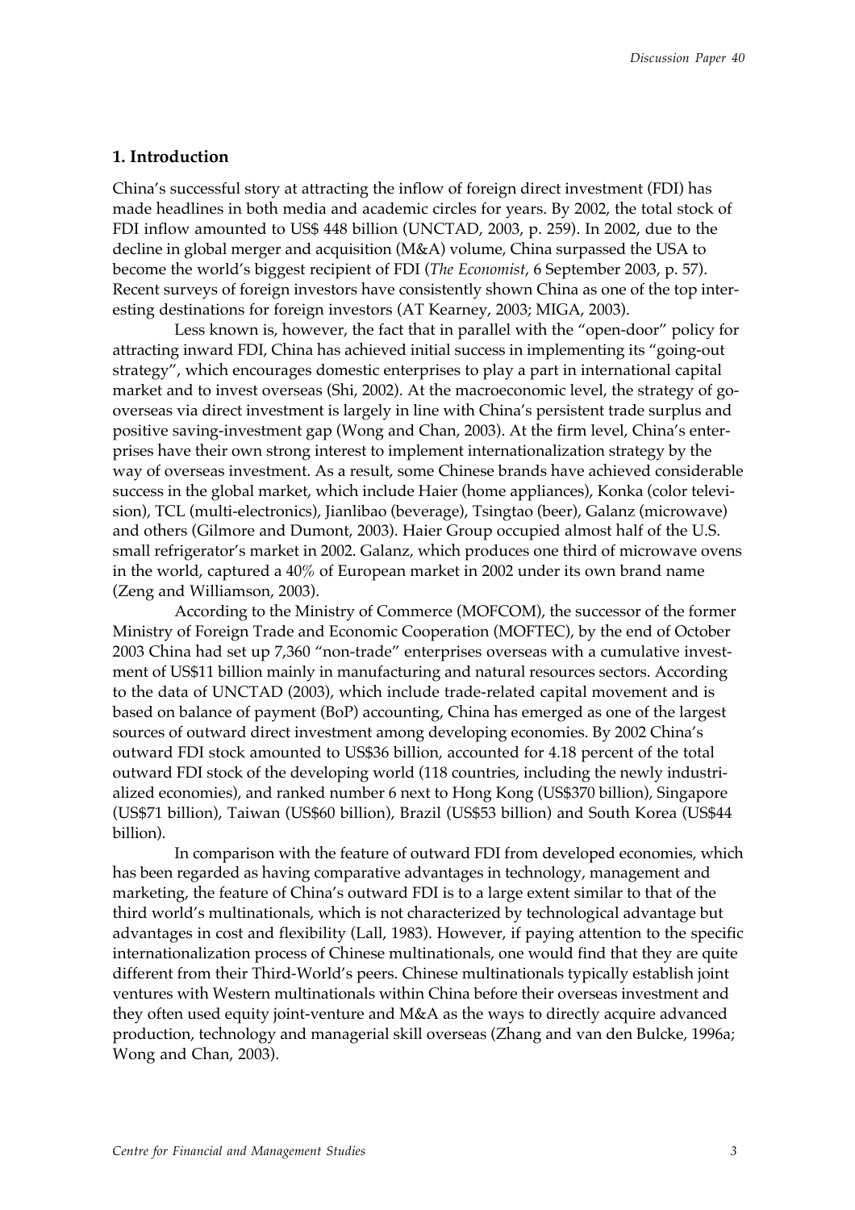## 1. Introduction

China's successful story at attracting the inflow of foreign direct investment (FDI) has made headlines in both media and academic circles for years. By 2002, the total stock of FDI inflow amounted to US$ 448 billion (UNCTAD, 2003, p. 259). In 2002, due to the decline in global merger and acquisition (M&A) volume, China surpassed the USA to become the world's biggest recipient of FDI (*The Economist*, 6 September 2003, p. 57). Recent surveys of foreign investors have consistently shown China as one of the top interesting destinations for foreign investors (AT Kearney, 2003; MIGA, 2003).

Less known is, however, the fact that in parallel with the "open-door" policy for attracting inward FDI, China has achieved initial success in implementing its "going-out strategy", which encourages domestic enterprises to play a part in international capital market and to invest overseas (Shi, 2002). At the macroeconomic level, the strategy of go-overseas via direct investment is largely in line with China's persistent trade surplus and positive saving-investment gap (Wong and Chan, 2003). At the firm level, China's enterprises have their own strong interest to implement internationalization strategy by the way of overseas investment. As a result, some Chinese brands have achieved considerable success in the global market, which include Haier (home appliances), Konka (color television), TCL (multi-electronics), Jianlibao (beverage), Tsingtao (beer), Galanz (microwave) and others (Gilmore and Dumont, 2003). Haier Group occupied almost half of the U.S. small refrigerator's market in 2002. Galanz, which produces one third of microwave ovens in the world, captured a 40% of European market in 2002 under its own brand name (Zeng and Williamson, 2003).

According to the Ministry of Commerce (MOFCOM), the successor of the former Ministry of Foreign Trade and Economic Cooperation (MOFTEC), by the end of October 2003 China had set up 7,360 "non-trade" enterprises overseas with a cumulative investment of US$11 billion mainly in manufacturing and natural resources sectors. According to the data of UNCTAD (2003), which include trade-related capital movement and is based on balance of payment (BoP) accounting, China has emerged as one of the largest sources of outward direct investment among developing economies. By 2002 China's outward FDI stock amounted to US$36 billion, accounted for 4.18 percent of the total outward FDI stock of the developing world (118 countries, including the newly industrialized economies), and ranked number 6 next to Hong Kong (US$370 billion), Singapore (US$71 billion), Taiwan (US$60 billion), Brazil (US$53 billion) and South Korea (US$44 billion).

In comparison with the feature of outward FDI from developed economies, which has been regarded as having comparative advantages in technology, management and marketing, the feature of China's outward FDI is to a large extent similar to that of the third world's multinationals, which is not characterized by technological advantage but advantages in cost and flexibility (Lall, 1983). However, if paying attention to the specific internationalization process of Chinese multinationals, one would find that they are quite different from their Third-World's peers. Chinese multinationals typically establish joint ventures with Western multinationals within China before their overseas investment and they often used equity joint-venture and M&A as the ways to directly acquire advanced production, technology and managerial skill overseas (Zhang and van den Bulcke, 1996a; Wong and Chan, 2003).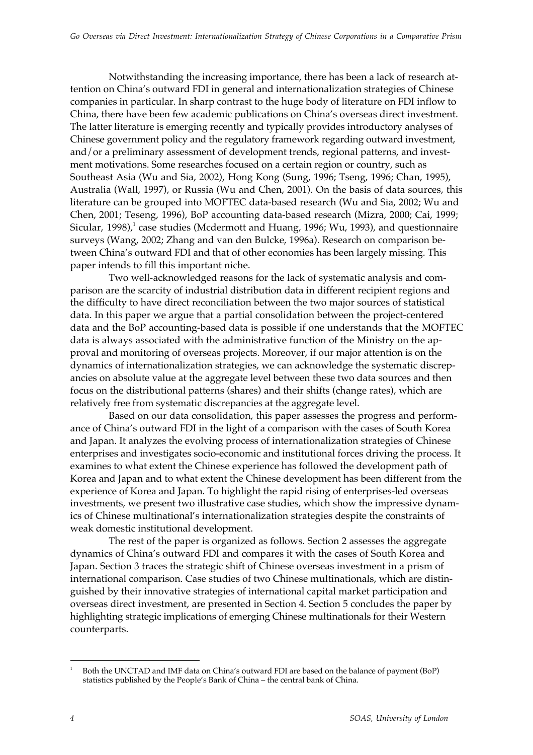Notwithstanding the increasing importance, there has been a lack of research attention on China's outward FDI in general and internationalization strategies of Chinese companies in particular. In sharp contrast to the huge body of literature on FDI inflow to China, there have been few academic publications on China's overseas direct investment. The latter literature is emerging recently and typically provides introductory analyses of Chinese government policy and the regulatory framework regarding outward investment, and/or a preliminary assessment of development trends, regional patterns, and investment motivations. Some researches focused on a certain region or country, such as Southeast Asia (Wu and Sia, 2002), Hong Kong (Sung, 1996; Tseng, 1996; Chan, 1995), Australia (Wall, 1997), or Russia (Wu and Chen, 2001). On the basis of data sources, this literature can be grouped into MOFTEC data-based research (Wu and Sia, 2002; Wu and Chen, 2001; Teseng, 1996), BoP accounting data-based research (Mizra, 2000; Cai, 1999; Sicular, 1998),[1] case studies (Mcdermott and Huang, 1996; Wu, 1993), and questionnaire surveys (Wang, 2002; Zhang and van den Bulcke, 1996a). Research on comparison between China's outward FDI and that of other economies has been largely missing. This paper intends to fill this important niche.

Two well-acknowledged reasons for the lack of systematic analysis and comparison are the scarcity of industrial distribution data in different recipient regions and the difficulty to have direct reconciliation between the two major sources of statistical data. In this paper we argue that a partial consolidation between the project-centered data and the BoP accounting-based data is possible if one understands that the MOFTEC data is always associated with the administrative function of the Ministry on the approval and monitoring of overseas projects. Moreover, if our major attention is on the dynamics of internationalization strategies, we can acknowledge the systematic discrepancies on absolute value at the aggregate level between these two data sources and then focus on the distributional patterns (shares) and their shifts (change rates), which are relatively free from systematic discrepancies at the aggregate level.

Based on our data consolidation, this paper assesses the progress and performance of China's outward FDI in the light of a comparison with the cases of South Korea and Japan. It analyzes the evolving process of internationalization strategies of Chinese enterprises and investigates socio-economic and institutional forces driving the process. It examines to what extent the Chinese experience has followed the development path of Korea and Japan and to what extent the Chinese development has been different from the experience of Korea and Japan. To highlight the rapid rising of enterprises-led overseas investments, we present two illustrative case studies, which show the impressive dynamics of Chinese multinational's internationalization strategies despite the constraints of weak domestic institutional development.

The rest of the paper is organized as follows. Section 2 assesses the aggregate dynamics of China's outward FDI and compares it with the cases of South Korea and Japan. Section 3 traces the strategic shift of Chinese overseas investment in a prism of international comparison. Case studies of two Chinese multinationals, which are distinguished by their innovative strategies of international capital market participation and overseas direct investment, are presented in Section 4. Section 5 concludes the paper by highlighting strategic implications of emerging Chinese multinationals for their Western counterparts.

---

[1] Both the UNCTAD and IMF data on China's outward FDI are based on the balance of payment (BoP) statistics published by the People's Bank of China – the central bank of China.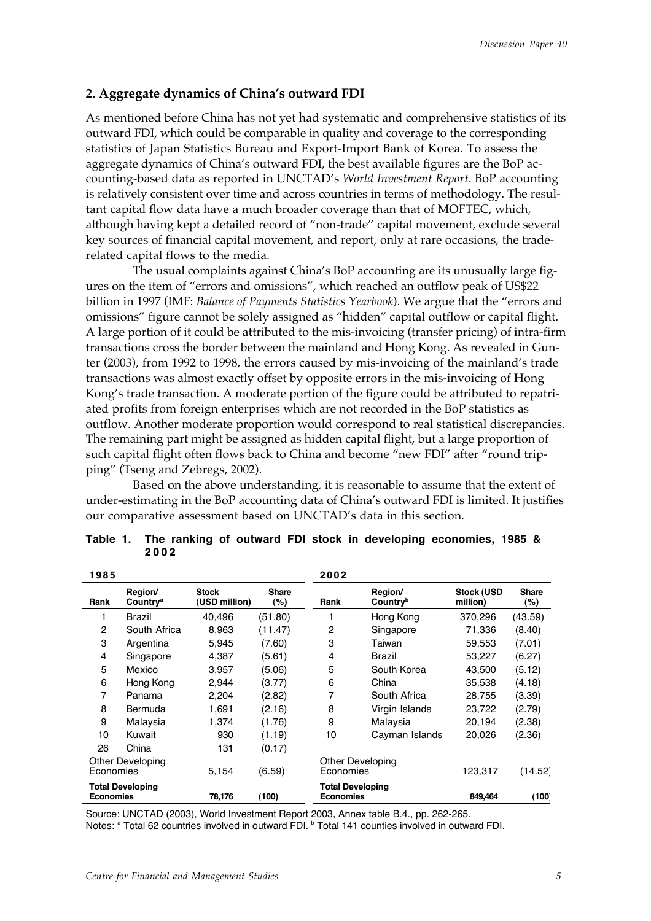## 2. Aggregate dynamics of China's outward FDI

As mentioned before China has not yet had systematic and comprehensive statistics of its outward FDI, which could be comparable in quality and coverage to the corresponding statistics of Japan Statistics Bureau and Export-Import Bank of Korea. To assess the aggregate dynamics of China's outward FDI, the best available figures are the BoP accounting-based data as reported in UNCTAD's *World Investment Report*. BoP accounting is relatively consistent over time and across countries in terms of methodology. The resultant capital flow data have a much broader coverage than that of MOFTEC, which, although having kept a detailed record of "non-trade" capital movement, exclude several key sources of financial capital movement, and report, only at rare occasions, the trade-related capital flows to the media.

The usual complaints against China's BoP accounting are its unusually large figures on the item of "errors and omissions", which reached an outflow peak of US$22 billion in 1997 (IMF: *Balance of Payments Statistics Yearbook*). We argue that the "errors and omissions" figure cannot be solely assigned as "hidden" capital outflow or capital flight. A large portion of it could be attributed to the mis-invoicing (transfer pricing) of intra-firm transactions cross the border between the mainland and Hong Kong. As revealed in Gunter (2003), from 1992 to 1998, the errors caused by mis-invoicing of the mainland's trade transactions was almost exactly offset by opposite errors in the mis-invoicing of Hong Kong's trade transaction. A moderate portion of the figure could be attributed to repatriated profits from foreign enterprises which are not recorded in the BoP statistics as outflow. Another moderate proportion would correspond to real statistical discrepancies. The remaining part might be assigned as hidden capital flight, but a large proportion of such capital flight often flows back to China and become "new FDI" after "round tripping" (Tseng and Zebregs, 2002).

Based on the above understanding, it is reasonable to assume that the extent of under-estimating in the BoP accounting data of China's outward FDI is limited. It justifies our comparative assessment based on UNCTAD's data in this section.

**Table 1. The ranking of outward FDI stock in developing economies, 1985 & 2002**

| 1985 | | | | 2002 | | | |
|---|---|---|---|---|---|---|---|
| Rank | Region/ Country[a] | Stock (USD million) | Share (%) | Rank | Region/ Country[b] | Stock (USD million) | Share (%) |
| 1 | Brazil | 40,496 | (51.80) | 1 | Hong Kong | 370,296 | (43.59) |
| 2 | South Africa | 8,963 | (11.47) | 2 | Singapore | 71,336 | (8.40) |
| 3 | Argentina | 5,945 | (7.60) | 3 | Taiwan | 59,553 | (7.01) |
| 4 | Singapore | 4,387 | (5.61) | 4 | Brazil | 53,227 | (6.27) |
| 5 | Mexico | 3,957 | (5.06) | 5 | South Korea | 43,500 | (5.12) |
| 6 | Hong Kong | 2,944 | (3.77) | 6 | China | 35,538 | (4.18) |
| 7 | Panama | 2,204 | (2.82) | 7 | South Africa | 28,755 | (3.39) |
| 8 | Bermuda | 1,691 | (2.16) | 8 | Virgin Islands | 23,722 | (2.79) |
| 9 | Malaysia | 1,374 | (1.76) | 9 | Malaysia | 20,194 | (2.38) |
| 10 | Kuwait | 930 | (1.19) | 10 | Cayman Islands | 20,026 | (2.36) |
| 26 | China | 131 | (0.17) | | | | |
| Other Developing Economies | | 5,154 | (6.59) | Other Developing Economies | | 123,317 | (14.52) |
| **Total Developing Economies** | | **78,176** | **(100)** | **Total Developing Economies** | | **849,464** | **(100)** |

Source: UNCTAD (2003), World Investment Report 2003, Annex table B.4., pp. 262-265.
Notes: [a] Total 62 countries involved in outward FDI. [b] Total 141 counties involved in outward FDI.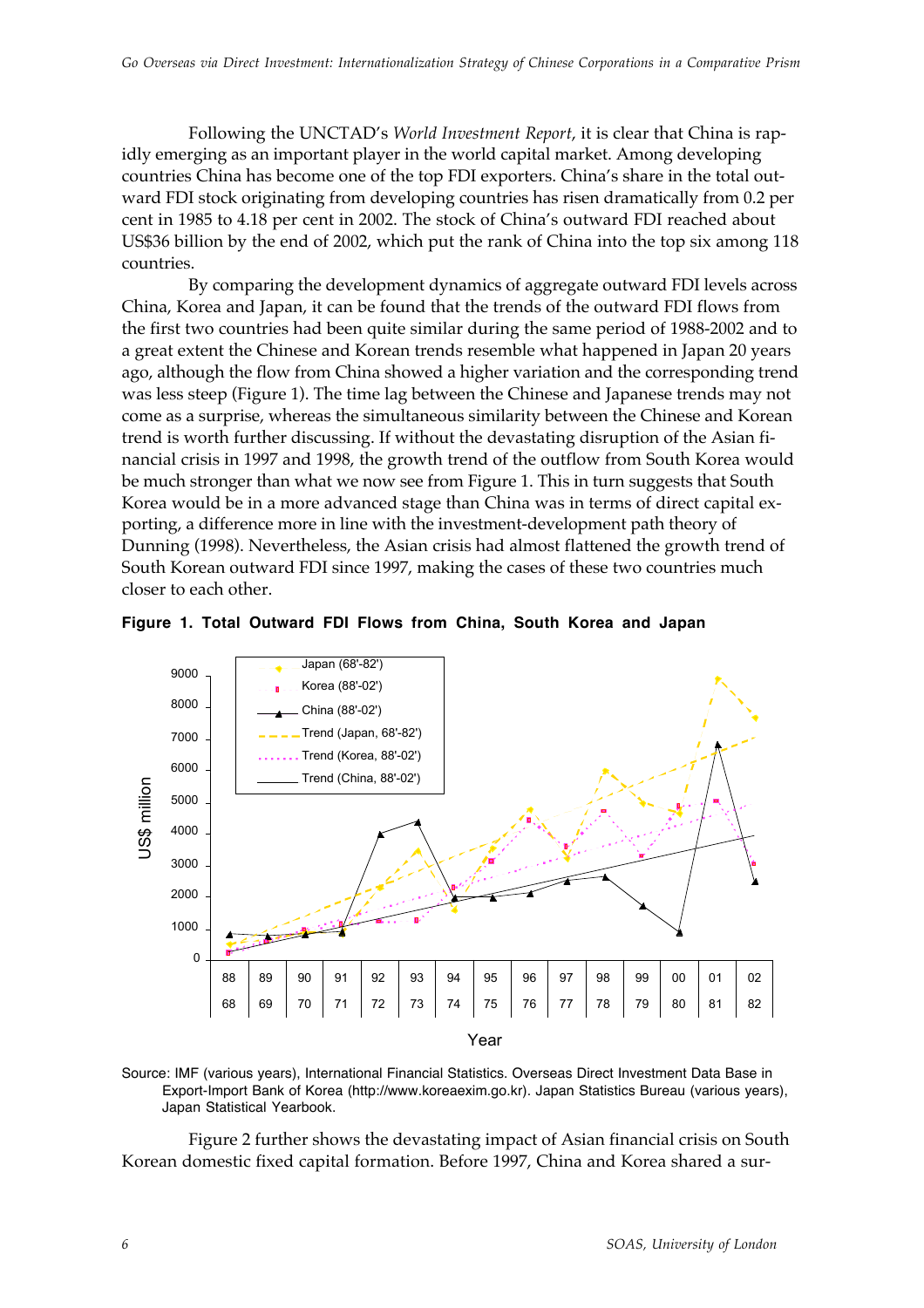Following the UNCTAD's *World Investment Report*, it is clear that China is rapidly emerging as an important player in the world capital market. Among developing countries China has become one of the top FDI exporters. China's share in the total outward FDI stock originating from developing countries has risen dramatically from 0.2 per cent in 1985 to 4.18 per cent in 2002. The stock of China's outward FDI reached about US$36 billion by the end of 2002, which put the rank of China into the top six among 118 countries.

By comparing the development dynamics of aggregate outward FDI levels across China, Korea and Japan, it can be found that the trends of the outward FDI flows from the first two countries had been quite similar during the same period of 1988-2002 and to a great extent the Chinese and Korean trends resemble what happened in Japan 20 years ago, although the flow from China showed a higher variation and the corresponding trend was less steep (Figure 1). The time lag between the Chinese and Japanese trends may not come as a surprise, whereas the simultaneous similarity between the Chinese and Korean trend is worth further discussing. If without the devastating disruption of the Asian financial crisis in 1997 and 1998, the growth trend of the outflow from South Korea would be much stronger than what we now see from Figure 1. This in turn suggests that South Korea would be in a more advanced stage than China was in terms of direct capital exporting, a difference more in line with the investment-development path theory of Dunning (1998). Nevertheless, the Asian crisis had almost flattened the growth trend of South Korean outward FDI since 1997, making the cases of these two countries much closer to each other.

**Figure 1. Total Outward FDI Flows from China, South Korea and Japan**

Source: IMF (various years), International Financial Statistics. Overseas Direct Investment Data Base in Export-Import Bank of Korea (http://www.koreaexim.go.kr). Japan Statistics Bureau (various years), Japan Statistical Yearbook.

Figure 2 further shows the devastating impact of Asian financial crisis on South Korean domestic fixed capital formation. Before 1997, China and Korea shared a sur-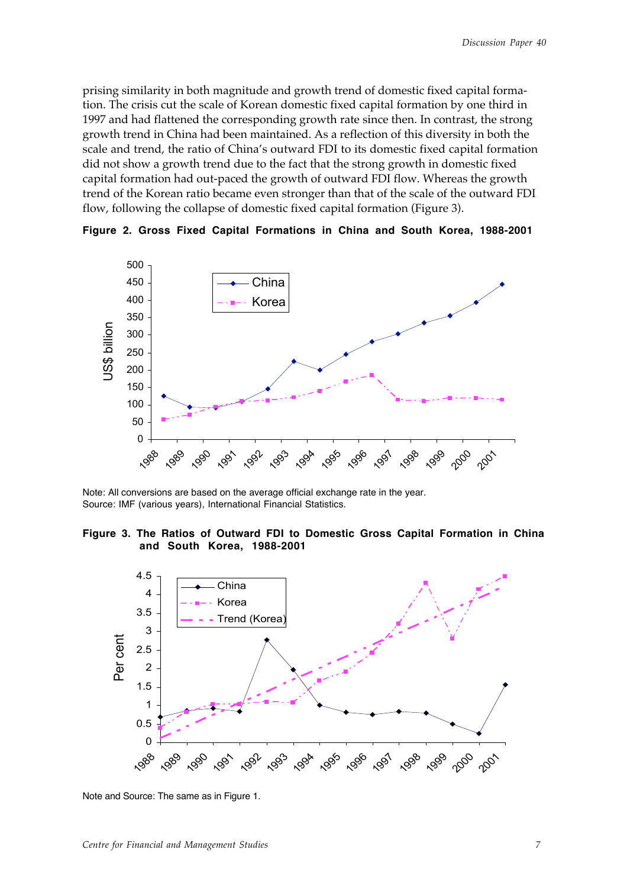prising similarity in both magnitude and growth trend of domestic fixed capital formation. The crisis cut the scale of Korean domestic fixed capital formation by one third in 1997 and had flattened the corresponding growth rate since then. In contrast, the strong growth trend in China had been maintained. As a reflection of this diversity in both the scale and trend, the ratio of China's outward FDI to its domestic fixed capital formation did not show a growth trend due to the fact that the strong growth in domestic fixed capital formation had out-paced the growth of outward FDI flow. Whereas the growth trend of the Korean ratio became even stronger than that of the scale of the outward FDI flow, following the collapse of domestic fixed capital formation (Figure 3).

**Figure 2. Gross Fixed Capital Formations in China and South Korea, 1988-2001**

Note: All conversions are based on the average official exchange rate in the year.
Source: IMF (various years), International Financial Statistics.

**Figure 3. The Ratios of Outward FDI to Domestic Gross Capital Formation in China and South Korea, 1988-2001**

Note and Source: The same as in Figure 1.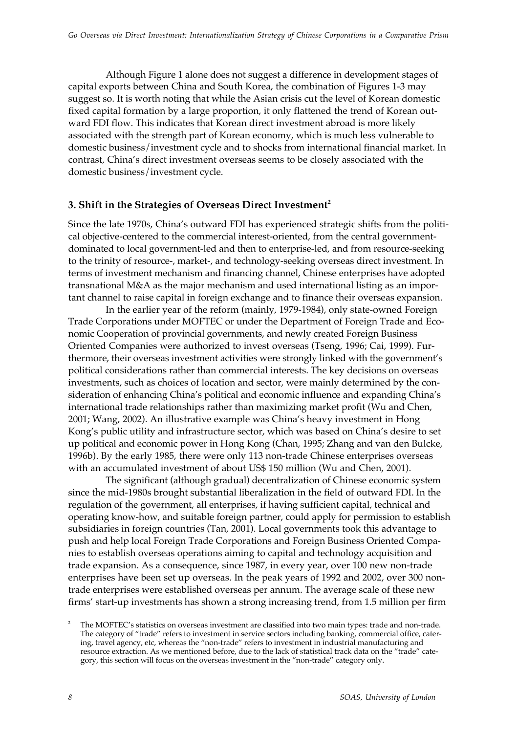Although Figure 1 alone does not suggest a difference in development stages of capital exports between China and South Korea, the combination of Figures 1-3 may suggest so. It is worth noting that while the Asian crisis cut the level of Korean domestic fixed capital formation by a large proportion, it only flattened the trend of Korean outward FDI flow. This indicates that Korean direct investment abroad is more likely associated with the strength part of Korean economy, which is much less vulnerable to domestic business/investment cycle and to shocks from international financial market. In contrast, China's direct investment overseas seems to be closely associated with the domestic business/investment cycle.

## 3. Shift in the Strategies of Overseas Direct Investment[2]

Since the late 1970s, China's outward FDI has experienced strategic shifts from the political objective-centered to the commercial interest-oriented, from the central government-dominated to local government-led and then to enterprise-led, and from resource-seeking to the trinity of resource-, market-, and technology-seeking overseas direct investment. In terms of investment mechanism and financing channel, Chinese enterprises have adopted transnational M&A as the major mechanism and used international listing as an important channel to raise capital in foreign exchange and to finance their overseas expansion.

In the earlier year of the reform (mainly, 1979-1984), only state-owned Foreign Trade Corporations under MOFTEC or under the Department of Foreign Trade and Economic Cooperation of provincial governments, and newly created Foreign Business Oriented Companies were authorized to invest overseas (Tseng, 1996; Cai, 1999). Furthermore, their overseas investment activities were strongly linked with the government's political considerations rather than commercial interests. The key decisions on overseas investments, such as choices of location and sector, were mainly determined by the consideration of enhancing China's political and economic influence and expanding China's international trade relationships rather than maximizing market profit (Wu and Chen, 2001; Wang, 2002). An illustrative example was China's heavy investment in Hong Kong's public utility and infrastructure sector, which was based on China's desire to set up political and economic power in Hong Kong (Chan, 1995; Zhang and van den Bulcke, 1996b). By the early 1985, there were only 113 non-trade Chinese enterprises overseas with an accumulated investment of about US$ 150 million (Wu and Chen, 2001).

The significant (although gradual) decentralization of Chinese economic system since the mid-1980s brought substantial liberalization in the field of outward FDI. In the regulation of the government, all enterprises, if having sufficient capital, technical and operating know-how, and suitable foreign partner, could apply for permission to establish subsidiaries in foreign countries (Tan, 2001). Local governments took this advantage to push and help local Foreign Trade Corporations and Foreign Business Oriented Companies to establish overseas operations aiming to capital and technology acquisition and trade expansion. As a consequence, since 1987, in every year, over 100 new non-trade enterprises have been set up overseas. In the peak years of 1992 and 2002, over 300 non-trade enterprises were established overseas per annum. The average scale of these new firms' start-up investments has shown a strong increasing trend, from 1.5 million per firm

---

[2] The MOFTEC's statistics on overseas investment are classified into two main types: trade and non-trade. The category of "trade" refers to investment in service sectors including banking, commercial office, catering, travel agency, etc, whereas the "non-trade" refers to investment in industrial manufacturing and resource extraction. As we mentioned before, due to the lack of statistical track data on the "trade" category, this section will focus on the overseas investment in the "non-trade" category only.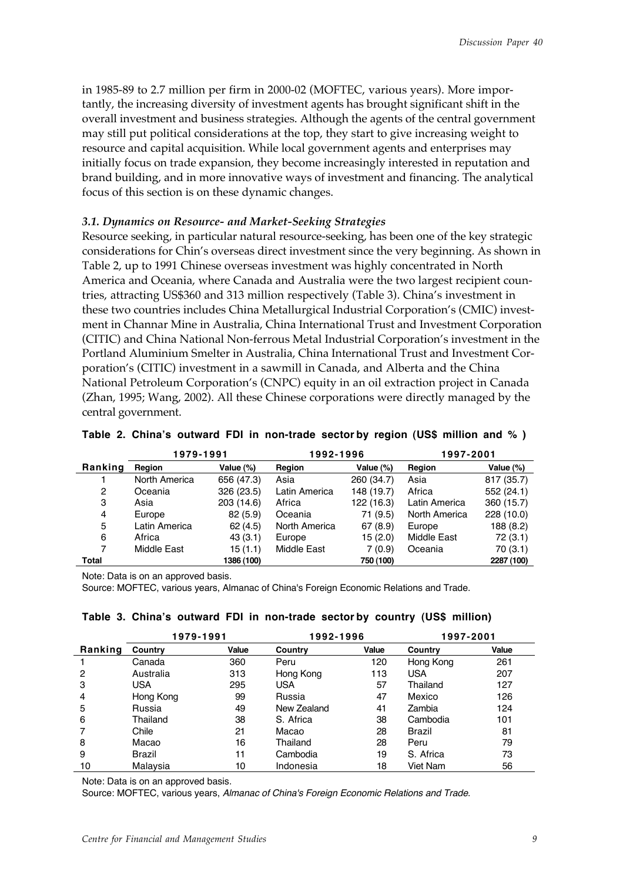in 1985-89 to 2.7 million per firm in 2000-02 (MOFTEC, various years). More importantly, the increasing diversity of investment agents has brought significant shift in the overall investment and business strategies. Although the agents of the central government may still put political considerations at the top, they start to give increasing weight to resource and capital acquisition. While local government agents and enterprises may initially focus on trade expansion, they become increasingly interested in reputation and brand building, and in more innovative ways of investment and financing. The analytical focus of this section is on these dynamic changes.

### *3.1. Dynamics on Resource- and Market-Seeking Strategies*

Resource seeking, in particular natural resource-seeking, has been one of the key strategic considerations for Chin's overseas direct investment since the very beginning. As shown in Table 2, up to 1991 Chinese overseas investment was highly concentrated in North America and Oceania, where Canada and Australia were the two largest recipient countries, attracting US$360 and 313 million respectively (Table 3). China's investment in these two countries includes China Metallurgical Industrial Corporation's (CMIC) investment in Channar Mine in Australia, China International Trust and Investment Corporation (CITIC) and China National Non-ferrous Metal Industrial Corporation's investment in the Portland Aluminium Smelter in Australia, China International Trust and Investment Corporation's (CITIC) investment in a sawmill in Canada, and Alberta and the China National Petroleum Corporation's (CNPC) equity in an oil extraction project in Canada (Zhan, 1995; Wang, 2002). All these Chinese corporations were directly managed by the central government.

**Table 2. China's outward FDI in non-trade sector by region (US$ million and % )**

| | 1979-1991 | | 1992-1996 | | 1997-2001 | |
|---|---|---|---|---|---|---|
| **Ranking** | **Region** | **Value (%)** | **Region** | **Value (%)** | **Region** | **Value (%)** |
| 1 | North America | 656 (47.3) | Asia | 260 (34.7) | Asia | 817 (35.7) |
| 2 | Oceania | 326 (23.5) | Latin America | 148 (19.7) | Africa | 552 (24.1) |
| 3 | Asia | 203 (14.6) | Africa | 122 (16.3) | Latin America | 360 (15.7) |
| 4 | Europe | 82 (5.9) | Oceania | 71 (9.5) | North America | 228 (10.0) |
| 5 | Latin America | 62 (4.5) | North America | 67 (8.9) | Europe | 188 (8.2) |
| 6 | Africa | 43 (3.1) | Europe | 15 (2.0) | Middle East | 72 (3.1) |
| 7 | Middle East | 15 (1.1) | Middle East | 7 (0.9) | Oceania | 70 (3.1) |
| **Total** | | **1386 (100)** | | **750 (100)** | | **2287 (100)** |

Note: Data is on an approved basis.

Source: MOFTEC, various years, Almanac of China's Foreign Economic Relations and Trade.

**Table 3. China's outward FDI in non-trade sector by country (US$ million)**

| | 1979-1991 | | 1992-1996 | | 1997-2001 | |
|---|---|---|---|---|---|---|
| **Ranking** | **Country** | **Value** | **Country** | **Value** | **Country** | **Value** |
| 1 | Canada | 360 | Peru | 120 | Hong Kong | 261 |
| 2 | Australia | 313 | Hong Kong | 113 | USA | 207 |
| 3 | USA | 295 | USA | 57 | Thailand | 127 |
| 4 | Hong Kong | 99 | Russia | 47 | Mexico | 126 |
| 5 | Russia | 49 | New Zealand | 41 | Zambia | 124 |
| 6 | Thailand | 38 | S. Africa | 38 | Cambodia | 101 |
| 7 | Chile | 21 | Macao | 28 | Brazil | 81 |
| 8 | Macao | 16 | Thailand | 28 | Peru | 79 |
| 9 | Brazil | 11 | Cambodia | 19 | S. Africa | 73 |
| 10 | Malaysia | 10 | Indonesia | 18 | Viet Nam | 56 |

Note: Data is on an approved basis.

Source: MOFTEC, various years, *Almanac of China's Foreign Economic Relations and Trade*.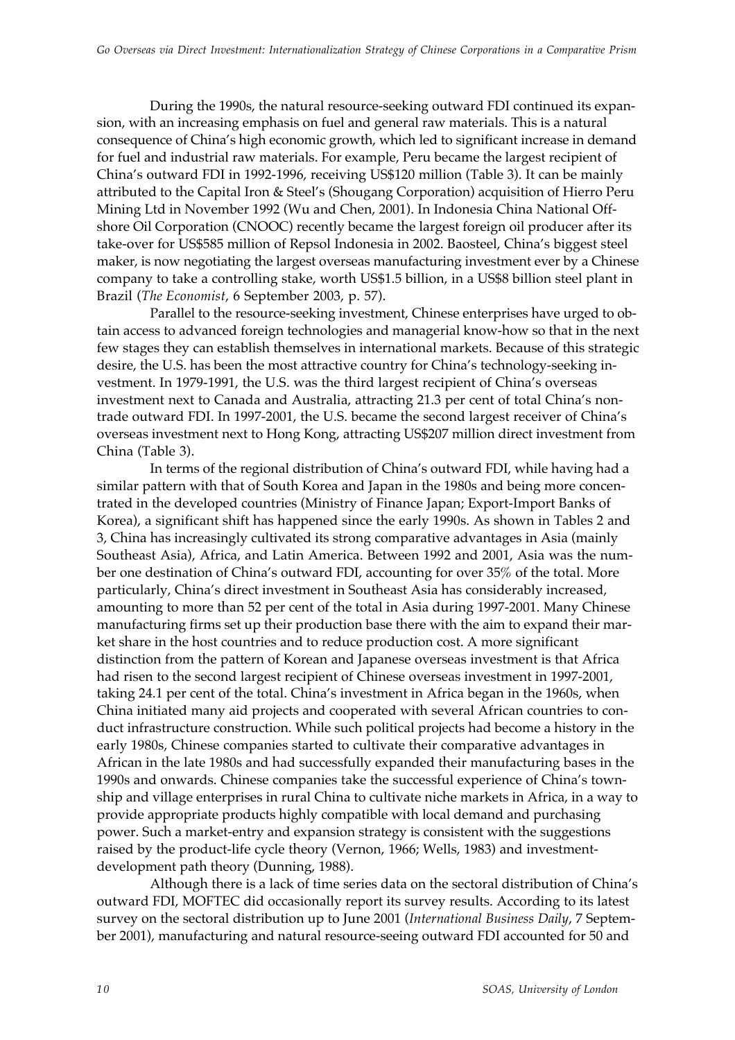During the 1990s, the natural resource-seeking outward FDI continued its expansion, with an increasing emphasis on fuel and general raw materials. This is a natural consequence of China's high economic growth, which led to significant increase in demand for fuel and industrial raw materials. For example, Peru became the largest recipient of China's outward FDI in 1992-1996, receiving US$120 million (Table 3). It can be mainly attributed to the Capital Iron & Steel's (Shougang Corporation) acquisition of Hierro Peru Mining Ltd in November 1992 (Wu and Chen, 2001). In Indonesia China National Offshore Oil Corporation (CNOOC) recently became the largest foreign oil producer after its take-over for US$585 million of Repsol Indonesia in 2002. Baosteel, China's biggest steel maker, is now negotiating the largest overseas manufacturing investment ever by a Chinese company to take a controlling stake, worth US$1.5 billion, in a US$8 billion steel plant in Brazil (*The Economist*, 6 September 2003, p. 57).

Parallel to the resource-seeking investment, Chinese enterprises have urged to obtain access to advanced foreign technologies and managerial know-how so that in the next few stages they can establish themselves in international markets. Because of this strategic desire, the U.S. has been the most attractive country for China's technology-seeking investment. In 1979-1991, the U.S. was the third largest recipient of China's overseas investment next to Canada and Australia, attracting 21.3 per cent of total China's non-trade outward FDI. In 1997-2001, the U.S. became the second largest receiver of China's overseas investment next to Hong Kong, attracting US$207 million direct investment from China (Table 3).

In terms of the regional distribution of China's outward FDI, while having had a similar pattern with that of South Korea and Japan in the 1980s and being more concentrated in the developed countries (Ministry of Finance Japan; Export-Import Banks of Korea), a significant shift has happened since the early 1990s. As shown in Tables 2 and 3, China has increasingly cultivated its strong comparative advantages in Asia (mainly Southeast Asia), Africa, and Latin America. Between 1992 and 2001, Asia was the number one destination of China's outward FDI, accounting for over 35% of the total. More particularly, China's direct investment in Southeast Asia has considerably increased, amounting to more than 52 per cent of the total in Asia during 1997-2001. Many Chinese manufacturing firms set up their production base there with the aim to expand their market share in the host countries and to reduce production cost. A more significant distinction from the pattern of Korean and Japanese overseas investment is that Africa had risen to the second largest recipient of Chinese overseas investment in 1997-2001, taking 24.1 per cent of the total. China's investment in Africa began in the 1960s, when China initiated many aid projects and cooperated with several African countries to conduct infrastructure construction. While such political projects had become a history in the early 1980s, Chinese companies started to cultivate their comparative advantages in African in the late 1980s and had successfully expanded their manufacturing bases in the 1990s and onwards. Chinese companies take the successful experience of China's township and village enterprises in rural China to cultivate niche markets in Africa, in a way to provide appropriate products highly compatible with local demand and purchasing power. Such a market-entry and expansion strategy is consistent with the suggestions raised by the product-life cycle theory (Vernon, 1966; Wells, 1983) and investment-development path theory (Dunning, 1988).

Although there is a lack of time series data on the sectoral distribution of China's outward FDI, MOFTEC did occasionally report its survey results. According to its latest survey on the sectoral distribution up to June 2001 (*International Business Daily*, 7 September 2001), manufacturing and natural resource-seeing outward FDI accounted for 50 and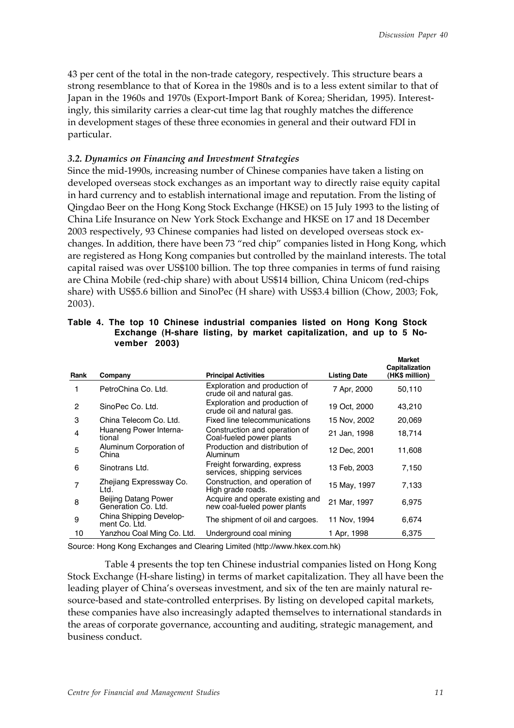43 per cent of the total in the non-trade category, respectively. This structure bears a strong resemblance to that of Korea in the 1980s and is to a less extent similar to that of Japan in the 1960s and 1970s (Export-Import Bank of Korea; Sheridan, 1995). Interestingly, this similarity carries a clear-cut time lag that roughly matches the difference in development stages of these three economies in general and their outward FDI in particular.

### *3.2. Dynamics on Financing and Investment Strategies*

Since the mid-1990s, increasing number of Chinese companies have taken a listing on developed overseas stock exchanges as an important way to directly raise equity capital in hard currency and to establish international image and reputation. From the listing of Qingdao Beer on the Hong Kong Stock Exchange (HKSE) on 15 July 1993 to the listing of China Life Insurance on New York Stock Exchange and HKSE on 17 and 18 December 2003 respectively, 93 Chinese companies had listed on developed overseas stock exchanges. In addition, there have been 73 "red chip" companies listed in Hong Kong, which are registered as Hong Kong companies but controlled by the mainland interests. The total capital raised was over US$100 billion. The top three companies in terms of fund raising are China Mobile (red-chip share) with about US$14 billion, China Unicom (red-chips share) with US$5.6 billion and SinoPec (H share) with US$3.4 billion (Chow, 2003; Fok, 2003).

**Table 4. The top 10 Chinese industrial companies listed on Hong Kong Stock Exchange (H-share listing, by market capitalization, and up to 5 November 2003)**

| Rank | Company | Principal Activities | Listing Date | Market Capitalization (HK$ million) |
|---|---|---|---|---|
| 1 | PetroChina Co. Ltd. | Exploration and production of crude oil and natural gas. | 7 Apr, 2000 | 50,110 |
| 2 | SinoPec Co. Ltd. | Exploration and production of crude oil and natural gas. | 19 Oct, 2000 | 43,210 |
| 3 | China Telecom Co. Ltd. | Fixed line telecommunications | 15 Nov, 2002 | 20,069 |
| 4 | Huaneng Power International | Construction and operation of Coal-fueled power plants | 21 Jan, 1998 | 18,714 |
| 5 | Aluminum Corporation of China | Production and distribution of Aluminum | 12 Dec, 2001 | 11,608 |
| 6 | Sinotrans Ltd. | Freight forwarding, express services, shipping services | 13 Feb, 2003 | 7,150 |
| 7 | Zhejiang Expressway Co. Ltd. | Construction, and operation of High grade roads. | 15 May, 1997 | 7,133 |
| 8 | Beijing Datang Power Generation Co. Ltd. | Acquire and operate existing and new coal-fueled power plants | 21 Mar, 1997 | 6,975 |
| 9 | China Shipping Development Co. Ltd. | The shipment of oil and cargoes. | 11 Nov, 1994 | 6,674 |
| 10 | Yanzhou Coal Ming Co. Ltd. | Underground coal mining | 1 Apr, 1998 | 6,375 |

Source: Hong Kong Exchanges and Clearing Limited (http://www.hkex.com.hk)

Table 4 presents the top ten Chinese industrial companies listed on Hong Kong Stock Exchange (H-share listing) in terms of market capitalization. They all have been the leading player of China's overseas investment, and six of the ten are mainly natural resource-based and state-controlled enterprises. By listing on developed capital markets, these companies have also increasingly adapted themselves to international standards in the areas of corporate governance, accounting and auditing, strategic management, and business conduct.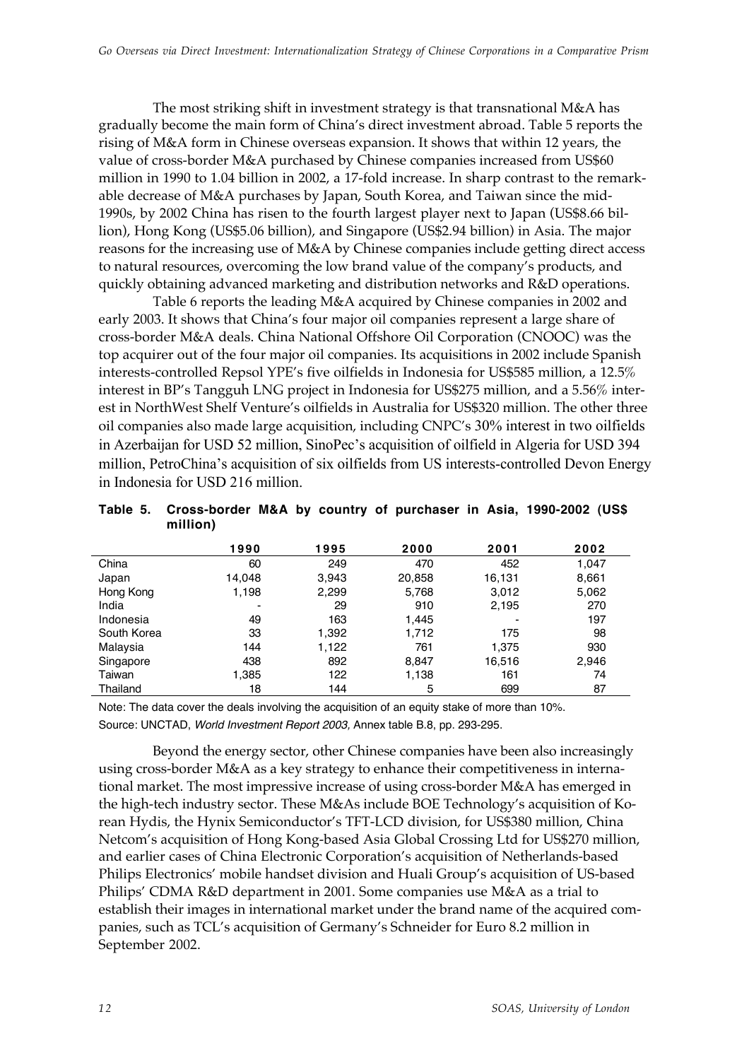The most striking shift in investment strategy is that transnational M&A has gradually become the main form of China's direct investment abroad. Table 5 reports the rising of M&A form in Chinese overseas expansion. It shows that within 12 years, the value of cross-border M&A purchased by Chinese companies increased from US$60 million in 1990 to 1.04 billion in 2002, a 17-fold increase. In sharp contrast to the remarkable decrease of M&A purchases by Japan, South Korea, and Taiwan since the mid-1990s, by 2002 China has risen to the fourth largest player next to Japan (US$8.66 billion), Hong Kong (US$5.06 billion), and Singapore (US$2.94 billion) in Asia. The major reasons for the increasing use of M&A by Chinese companies include getting direct access to natural resources, overcoming the low brand value of the company's products, and quickly obtaining advanced marketing and distribution networks and R&D operations.

Table 6 reports the leading M&A acquired by Chinese companies in 2002 and early 2003. It shows that China's four major oil companies represent a large share of cross-border M&A deals. China National Offshore Oil Corporation (CNOOC) was the top acquirer out of the four major oil companies. Its acquisitions in 2002 include Spanish interests-controlled Repsol YPE's five oilfields in Indonesia for US$585 million, a 12.5% interest in BP's Tangguh LNG project in Indonesia for US$275 million, and a 5.56% interest in NorthWest Shelf Venture's oilfields in Australia for US$320 million. The other three oil companies also made large acquisition, including CNPC's 30% interest in two oilfields in Azerbaijan for USD 52 million, SinoPec's acquisition of oilfield in Algeria for USD 394 million, PetroChina's acquisition of six oilfields from US interests-controlled Devon Energy in Indonesia for USD 216 million.

**Table 5. Cross-border M&A by country of purchaser in Asia, 1990-2002 (US$ million)**

| | 1990 | 1995 | 2000 | 2001 | 2002 |
|---|---|---|---|---|---|
| China | 60 | 249 | 470 | 452 | 1,047 |
| Japan | 14,048 | 3,943 | 20,858 | 16,131 | 8,661 |
| Hong Kong | 1,198 | 2,299 | 5,768 | 3,012 | 5,062 |
| India | - | 29 | 910 | 2,195 | 270 |
| Indonesia | 49 | 163 | 1,445 | - | 197 |
| South Korea | 33 | 1,392 | 1,712 | 175 | 98 |
| Malaysia | 144 | 1,122 | 761 | 1,375 | 930 |
| Singapore | 438 | 892 | 8,847 | 16,516 | 2,946 |
| Taiwan | 1,385 | 122 | 1,138 | 161 | 74 |
| Thailand | 18 | 144 | 5 | 699 | 87 |

Note: The data cover the deals involving the acquisition of an equity stake of more than 10%.

Source: UNCTAD, *World Investment Report 2003*, Annex table B.8, pp. 293-295.

Beyond the energy sector, other Chinese companies have been also increasingly using cross-border M&A as a key strategy to enhance their competitiveness in international market. The most impressive increase of using cross-border M&A has emerged in the high-tech industry sector. These M&As include BOE Technology's acquisition of Korean Hydis, the Hynix Semiconductor's TFT-LCD division, for US$380 million, China Netcom's acquisition of Hong Kong-based Asia Global Crossing Ltd for US$270 million, and earlier cases of China Electronic Corporation's acquisition of Netherlands-based Philips Electronics' mobile handset division and Huali Group's acquisition of US-based Philips' CDMA R&D department in 2001. Some companies use M&A as a trial to establish their images in international market under the brand name of the acquired companies, such as TCL's acquisition of Germany's Schneider for Euro 8.2 million in September 2002.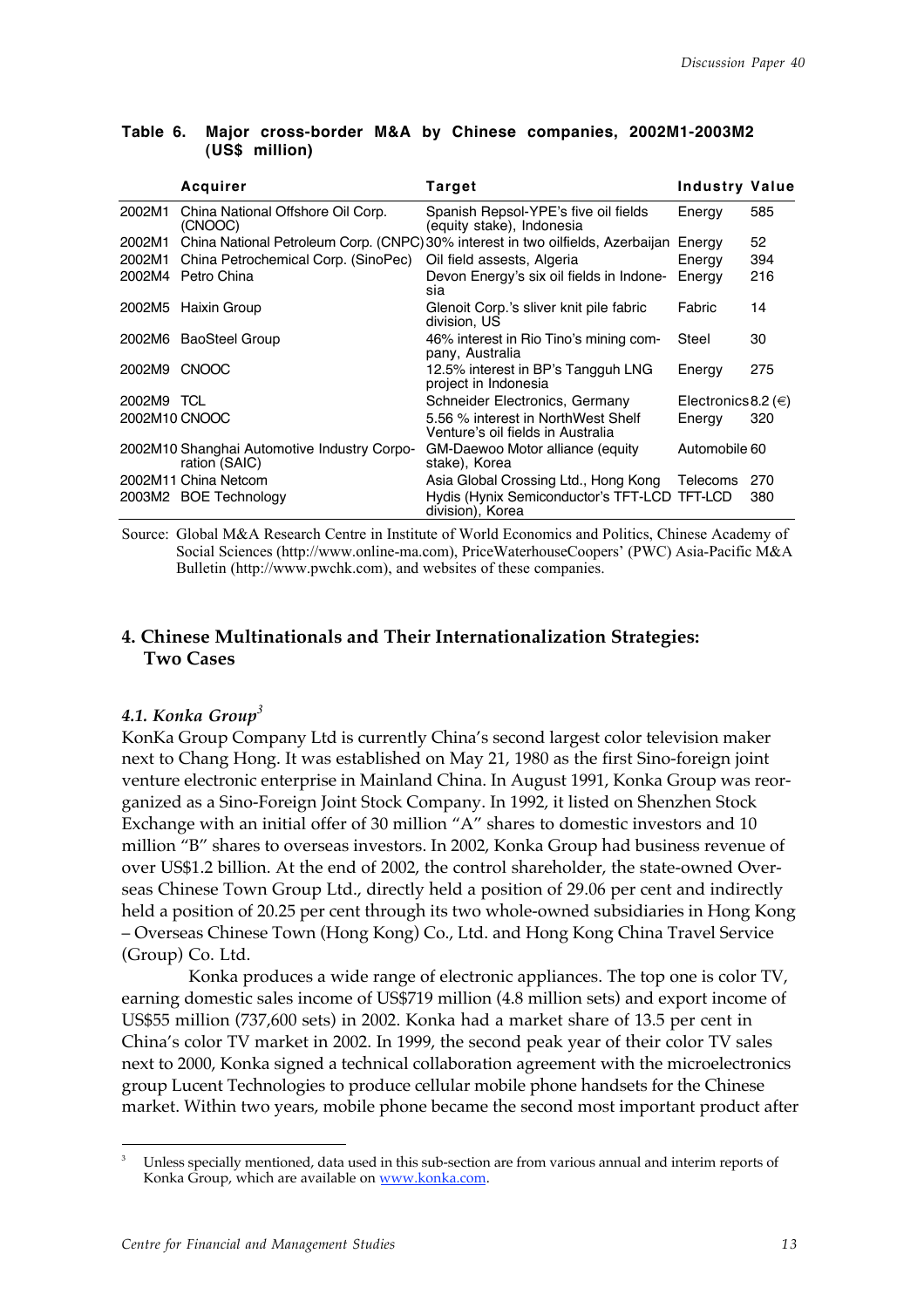**Table 6. Major cross-border M&A by Chinese companies, 2002M1-2003M2 (US$ million)**

| | Acquirer | Target | Industry | Value |
|---|---|---|---|---|
| 2002M1 | China National Offshore Oil Corp. (CNOOC) | Spanish Repsol-YPE's five oil fields (equity stake), Indonesia | Energy | 585 |
| 2002M1 | China National Petroleum Corp. (CNPC) | 30% interest in two oilfields, Azerbaijan | Energy | 52 |
| 2002M1 | China Petrochemical Corp. (SinoPec) | Oil field assests, Algeria | Energy | 394 |
| 2002M4 | Petro China | Devon Energy's six oil fields in Indonesia | Energy | 216 |
| 2002M5 | Haixin Group | Glenoit Corp.'s sliver knit pile fabric division, US | Fabric | 14 |
| 2002M6 | BaoSteel Group | 46% interest in Rio Tino's mining company, Australia | Steel | 30 |
| 2002M9 | CNOOC | 12.5% interest in BP's Tangguh LNG project in Indonesia | Energy | 275 |
| 2002M9 | TCL | Schneider Electronics, Germany | Electronics | 8.2 (€) |
| 2002M10 | CNOOC | 5.56 % interest in NorthWest Shelf Venture's oil fields in Australia | Energy | 320 |
| 2002M10 | Shanghai Automotive Industry Corporation (SAIC) | GM-Daewoo Motor alliance (equity stake), Korea | Automobile | 60 |
| 2002M11 | China Netcom | Asia Global Crossing Ltd., Hong Kong | Telecoms | 270 |
| 2003M2 | BOE Technology | Hydis (Hynix Semiconductor's TFT-LCD division), Korea | TFT-LCD | 380 |

Source: Global M&A Research Centre in Institute of World Economics and Politics, Chinese Academy of Social Sciences (http://www.online-ma.com), PriceWaterhouseCoopers' (PWC) Asia-Pacific M&A Bulletin (http://www.pwchk.com), and websites of these companies.

## 4. Chinese Multinationals and Their Internationalization Strategies: Two Cases

### *4.1. Konka Group*[3]

KonKa Group Company Ltd is currently China's second largest color television maker next to Chang Hong. It was established on May 21, 1980 as the first Sino-foreign joint venture electronic enterprise in Mainland China. In August 1991, Konka Group was reorganized as a Sino-Foreign Joint Stock Company. In 1992, it listed on Shenzhen Stock Exchange with an initial offer of 30 million "A" shares to domestic investors and 10 million "B" shares to overseas investors. In 2002, Konka Group had business revenue of over US$1.2 billion. At the end of 2002, the control shareholder, the state-owned Overseas Chinese Town Group Ltd., directly held a position of 29.06 per cent and indirectly held a position of 20.25 per cent through its two whole-owned subsidiaries in Hong Kong – Overseas Chinese Town (Hong Kong) Co., Ltd. and Hong Kong China Travel Service (Group) Co. Ltd.

Konka produces a wide range of electronic appliances. The top one is color TV, earning domestic sales income of US$719 million (4.8 million sets) and export income of US$55 million (737,600 sets) in 2002. Konka had a market share of 13.5 per cent in China's color TV market in 2002. In 1999, the second peak year of their color TV sales next to 2000, Konka signed a technical collaboration agreement with the microelectronics group Lucent Technologies to produce cellular mobile phone handsets for the Chinese market. Within two years, mobile phone became the second most important product after

[3] Unless specially mentioned, data used in this sub-section are from various annual and interim reports of Konka Group, which are available on www.konka.com.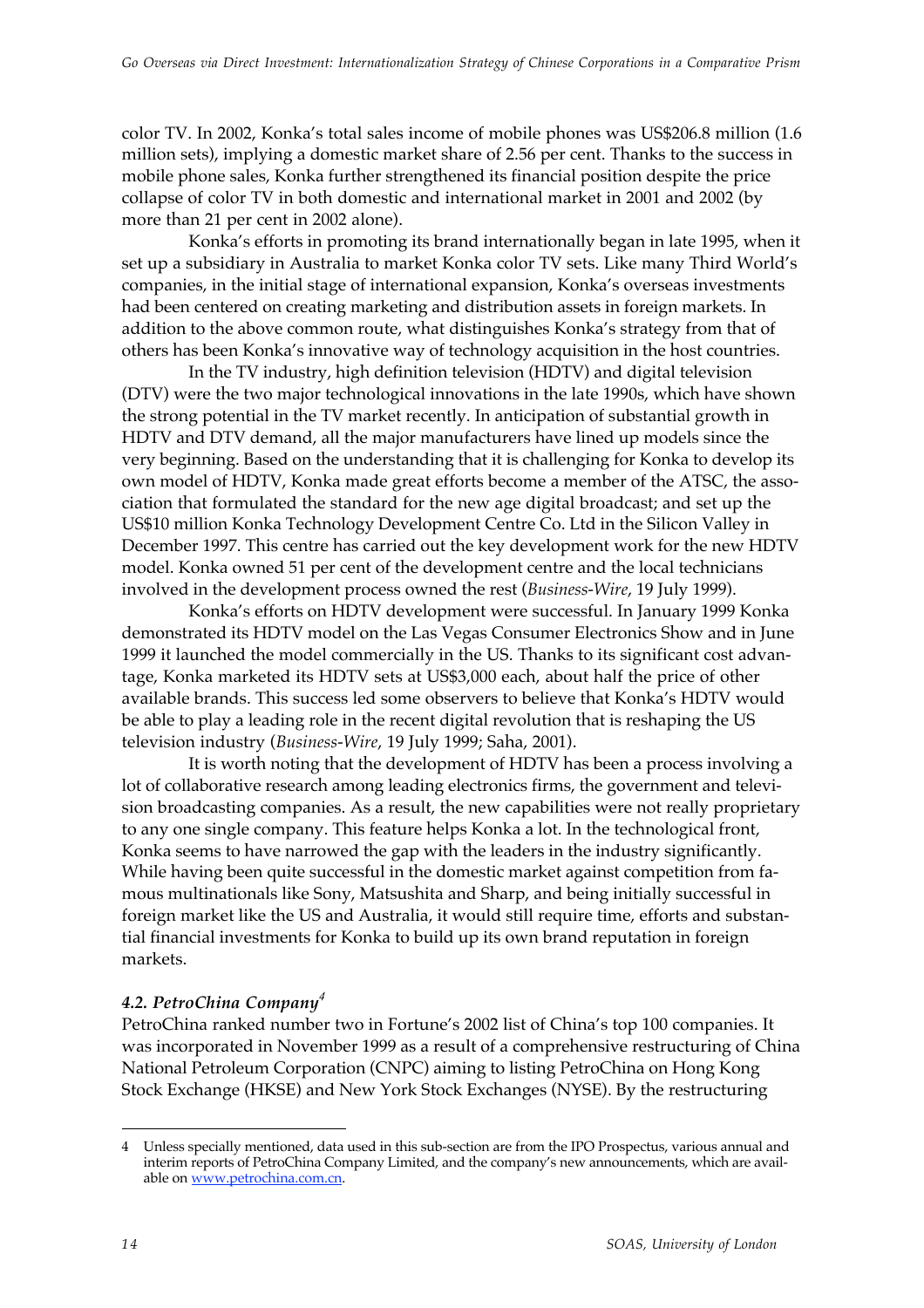color TV. In 2002, Konka's total sales income of mobile phones was US$206.8 million (1.6 million sets), implying a domestic market share of 2.56 per cent. Thanks to the success in mobile phone sales, Konka further strengthened its financial position despite the price collapse of color TV in both domestic and international market in 2001 and 2002 (by more than 21 per cent in 2002 alone).

Konka's efforts in promoting its brand internationally began in late 1995, when it set up a subsidiary in Australia to market Konka color TV sets. Like many Third World's companies, in the initial stage of international expansion, Konka's overseas investments had been centered on creating marketing and distribution assets in foreign markets. In addition to the above common route, what distinguishes Konka's strategy from that of others has been Konka's innovative way of technology acquisition in the host countries.

In the TV industry, high definition television (HDTV) and digital television (DTV) were the two major technological innovations in the late 1990s, which have shown the strong potential in the TV market recently. In anticipation of substantial growth in HDTV and DTV demand, all the major manufacturers have lined up models since the very beginning. Based on the understanding that it is challenging for Konka to develop its own model of HDTV, Konka made great efforts become a member of the ATSC, the association that formulated the standard for the new age digital broadcast; and set up the US$10 million Konka Technology Development Centre Co. Ltd in the Silicon Valley in December 1997. This centre has carried out the key development work for the new HDTV model. Konka owned 51 per cent of the development centre and the local technicians involved in the development process owned the rest (*Business-Wire*, 19 July 1999).

Konka's efforts on HDTV development were successful. In January 1999 Konka demonstrated its HDTV model on the Las Vegas Consumer Electronics Show and in June 1999 it launched the model commercially in the US. Thanks to its significant cost advantage, Konka marketed its HDTV sets at US$3,000 each, about half the price of other available brands. This success led some observers to believe that Konka's HDTV would be able to play a leading role in the recent digital revolution that is reshaping the US television industry (*Business-Wire*, 19 July 1999; Saha, 2001).

It is worth noting that the development of HDTV has been a process involving a lot of collaborative research among leading electronics firms, the government and television broadcasting companies. As a result, the new capabilities were not really proprietary to any one single company. This feature helps Konka a lot. In the technological front, Konka seems to have narrowed the gap with the leaders in the industry significantly. While having been quite successful in the domestic market against competition from famous multinationals like Sony, Matsushita and Sharp, and being initially successful in foreign market like the US and Australia, it would still require time, efforts and substantial financial investments for Konka to build up its own brand reputation in foreign markets.

### *4.2. PetroChina Company*[4]

PetroChina ranked number two in Fortune's 2002 list of China's top 100 companies. It was incorporated in November 1999 as a result of a comprehensive restructuring of China National Petroleum Corporation (CNPC) aiming to listing PetroChina on Hong Kong Stock Exchange (HKSE) and New York Stock Exchanges (NYSE). By the restructuring

---

4 Unless specially mentioned, data used in this sub-section are from the IPO Prospectus, various annual and interim reports of PetroChina Company Limited, and the company's new announcements, which are available on www.petrochina.com.cn.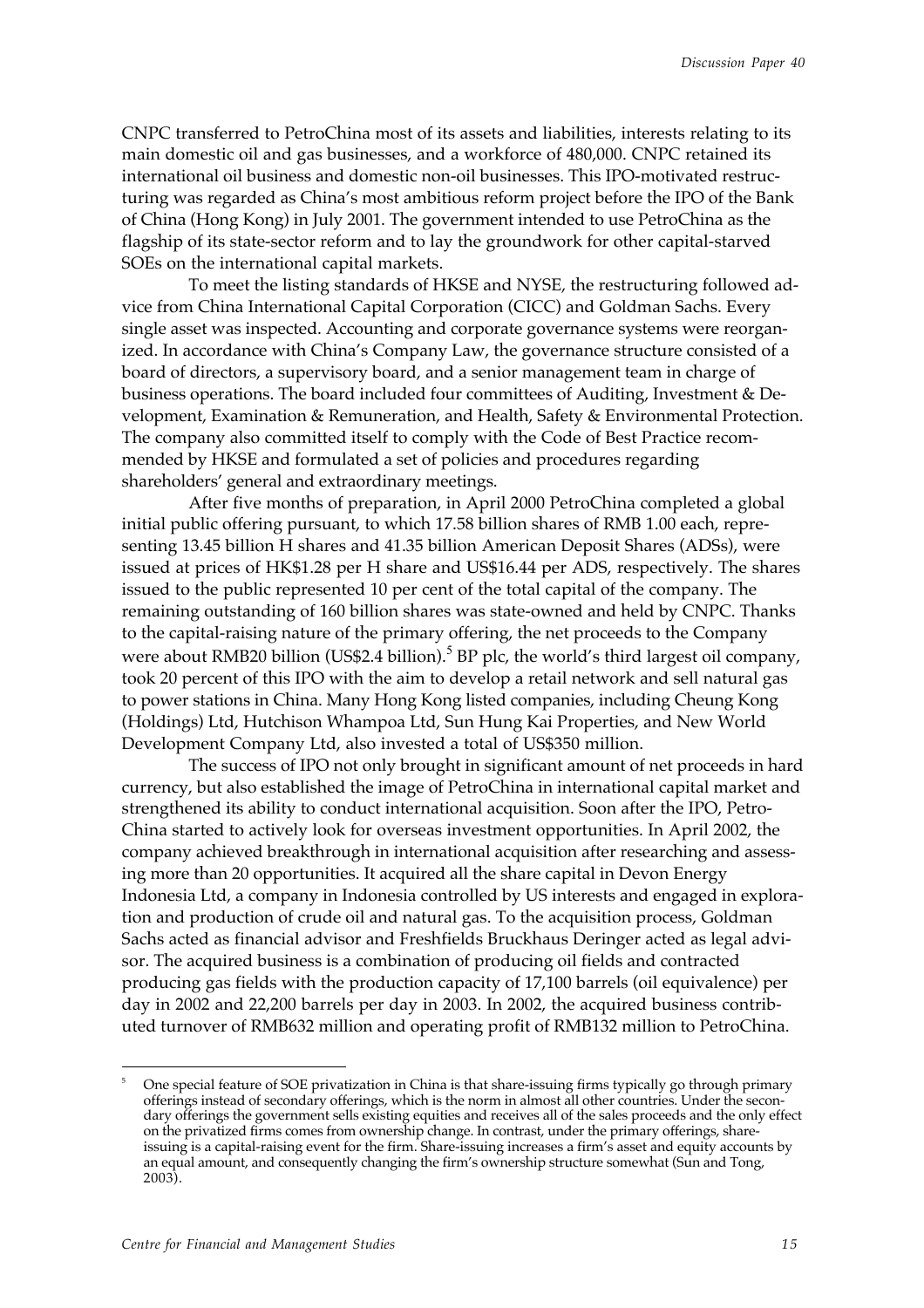CNPC transferred to PetroChina most of its assets and liabilities, interests relating to its main domestic oil and gas businesses, and a workforce of 480,000. CNPC retained its international oil business and domestic non-oil businesses. This IPO-motivated restructuring was regarded as China's most ambitious reform project before the IPO of the Bank of China (Hong Kong) in July 2001. The government intended to use PetroChina as the flagship of its state-sector reform and to lay the groundwork for other capital-starved SOEs on the international capital markets.

To meet the listing standards of HKSE and NYSE, the restructuring followed advice from China International Capital Corporation (CICC) and Goldman Sachs. Every single asset was inspected. Accounting and corporate governance systems were reorganized. In accordance with China's Company Law, the governance structure consisted of a board of directors, a supervisory board, and a senior management team in charge of business operations. The board included four committees of Auditing, Investment & Development, Examination & Remuneration, and Health, Safety & Environmental Protection. The company also committed itself to comply with the Code of Best Practice recommended by HKSE and formulated a set of policies and procedures regarding shareholders' general and extraordinary meetings.

After five months of preparation, in April 2000 PetroChina completed a global initial public offering pursuant, to which 17.58 billion shares of RMB 1.00 each, representing 13.45 billion H shares and 41.35 billion American Deposit Shares (ADSs), were issued at prices of HK$1.28 per H share and US$16.44 per ADS, respectively. The shares issued to the public represented 10 per cent of the total capital of the company. The remaining outstanding of 160 billion shares was state-owned and held by CNPC. Thanks to the capital-raising nature of the primary offering, the net proceeds to the Company were about RMB20 billion (US$2.4 billion).[5] BP plc, the world's third largest oil company, took 20 percent of this IPO with the aim to develop a retail network and sell natural gas to power stations in China. Many Hong Kong listed companies, including Cheung Kong (Holdings) Ltd, Hutchison Whampoa Ltd, Sun Hung Kai Properties, and New World Development Company Ltd, also invested a total of US$350 million.

The success of IPO not only brought in significant amount of net proceeds in hard currency, but also established the image of PetroChina in international capital market and strengthened its ability to conduct international acquisition. Soon after the IPO, PetroChina started to actively look for overseas investment opportunities. In April 2002, the company achieved breakthrough in international acquisition after researching and assessing more than 20 opportunities. It acquired all the share capital in Devon Energy Indonesia Ltd, a company in Indonesia controlled by US interests and engaged in exploration and production of crude oil and natural gas. To the acquisition process, Goldman Sachs acted as financial advisor and Freshfields Bruckhaus Deringer acted as legal advisor. The acquired business is a combination of producing oil fields and contracted producing gas fields with the production capacity of 17,100 barrels (oil equivalence) per day in 2002 and 22,200 barrels per day in 2003. In 2002, the acquired business contributed turnover of RMB632 million and operating profit of RMB132 million to PetroChina.

---

[5] One special feature of SOE privatization in China is that share-issuing firms typically go through primary offerings instead of secondary offerings, which is the norm in almost all other countries. Under the secondary offerings the government sells existing equities and receives all of the sales proceeds and the only effect on the privatized firms comes from ownership change. In contrast, under the primary offerings, share-issuing is a capital-raising event for the firm. Share-issuing increases a firm's asset and equity accounts by an equal amount, and consequently changing the firm's ownership structure somewhat (Sun and Tong, 2003).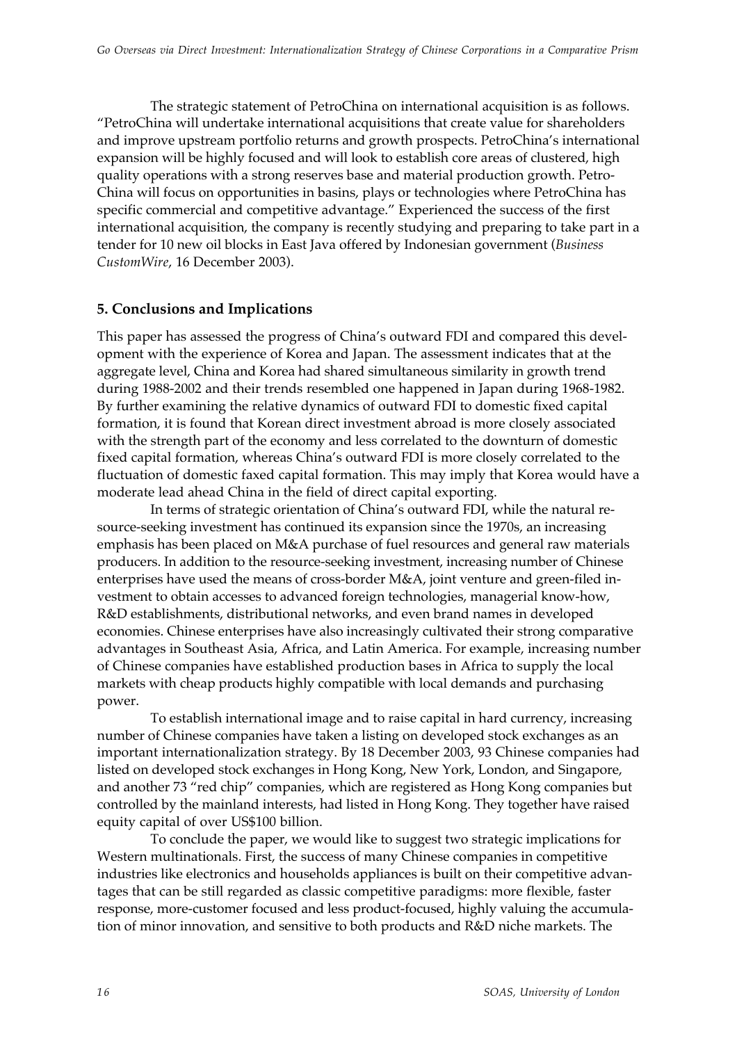The strategic statement of PetroChina on international acquisition is as follows. "PetroChina will undertake international acquisitions that create value for shareholders and improve upstream portfolio returns and growth prospects. PetroChina's international expansion will be highly focused and will look to establish core areas of clustered, high quality operations with a strong reserves base and material production growth. PetroChina will focus on opportunities in basins, plays or technologies where PetroChina has specific commercial and competitive advantage." Experienced the success of the first international acquisition, the company is recently studying and preparing to take part in a tender for 10 new oil blocks in East Java offered by Indonesian government (*Business CustomWire*, 16 December 2003).

## 5. Conclusions and Implications

This paper has assessed the progress of China's outward FDI and compared this development with the experience of Korea and Japan. The assessment indicates that at the aggregate level, China and Korea had shared simultaneous similarity in growth trend during 1988-2002 and their trends resembled one happened in Japan during 1968-1982. By further examining the relative dynamics of outward FDI to domestic fixed capital formation, it is found that Korean direct investment abroad is more closely associated with the strength part of the economy and less correlated to the downturn of domestic fixed capital formation, whereas China's outward FDI is more closely correlated to the fluctuation of domestic faxed capital formation. This may imply that Korea would have a moderate lead ahead China in the field of direct capital exporting.

In terms of strategic orientation of China's outward FDI, while the natural resource-seeking investment has continued its expansion since the 1970s, an increasing emphasis has been placed on M&A purchase of fuel resources and general raw materials producers. In addition to the resource-seeking investment, increasing number of Chinese enterprises have used the means of cross-border M&A, joint venture and green-filed investment to obtain accesses to advanced foreign technologies, managerial know-how, R&D establishments, distributional networks, and even brand names in developed economies. Chinese enterprises have also increasingly cultivated their strong comparative advantages in Southeast Asia, Africa, and Latin America. For example, increasing number of Chinese companies have established production bases in Africa to supply the local markets with cheap products highly compatible with local demands and purchasing power.

To establish international image and to raise capital in hard currency, increasing number of Chinese companies have taken a listing on developed stock exchanges as an important internationalization strategy. By 18 December 2003, 93 Chinese companies had listed on developed stock exchanges in Hong Kong, New York, London, and Singapore, and another 73 "red chip" companies, which are registered as Hong Kong companies but controlled by the mainland interests, had listed in Hong Kong. They together have raised equity capital of over US$100 billion.

To conclude the paper, we would like to suggest two strategic implications for Western multinationals. First, the success of many Chinese companies in competitive industries like electronics and households appliances is built on their competitive advantages that can be still regarded as classic competitive paradigms: more flexible, faster response, more-customer focused and less product-focused, highly valuing the accumulation of minor innovation, and sensitive to both products and R&D niche markets. The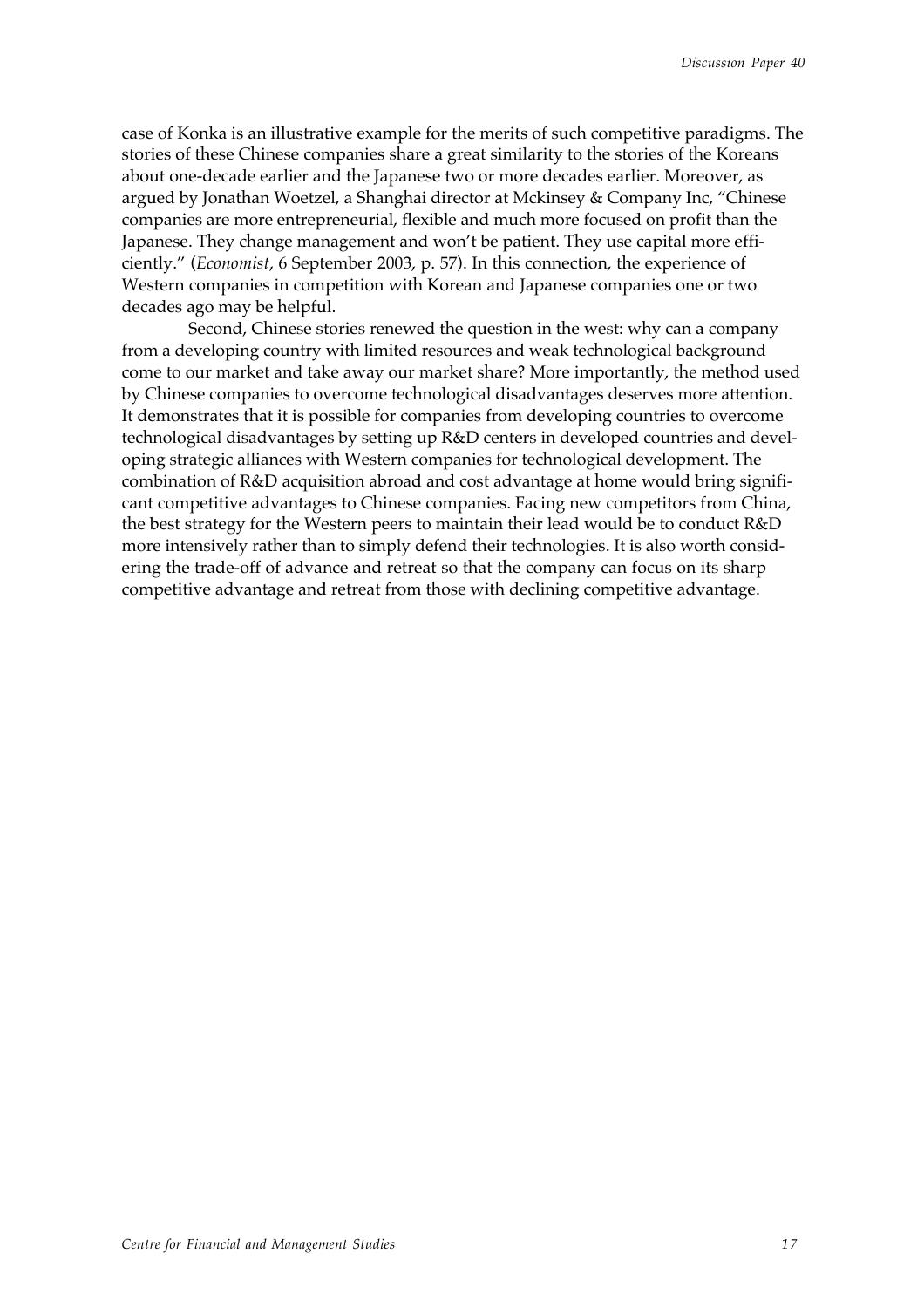case of Konka is an illustrative example for the merits of such competitive paradigms. The stories of these Chinese companies share a great similarity to the stories of the Koreans about one-decade earlier and the Japanese two or more decades earlier. Moreover, as argued by Jonathan Woetzel, a Shanghai director at Mckinsey & Company Inc, "Chinese companies are more entrepreneurial, flexible and much more focused on profit than the Japanese. They change management and won't be patient. They use capital more efficiently." (*Economist*, 6 September 2003, p. 57). In this connection, the experience of Western companies in competition with Korean and Japanese companies one or two decades ago may be helpful.

Second, Chinese stories renewed the question in the west: why can a company from a developing country with limited resources and weak technological background come to our market and take away our market share? More importantly, the method used by Chinese companies to overcome technological disadvantages deserves more attention. It demonstrates that it is possible for companies from developing countries to overcome technological disadvantages by setting up R&D centers in developed countries and developing strategic alliances with Western companies for technological development. The combination of R&D acquisition abroad and cost advantage at home would bring significant competitive advantages to Chinese companies. Facing new competitors from China, the best strategy for the Western peers to maintain their lead would be to conduct R&D more intensively rather than to simply defend their technologies. It is also worth considering the trade-off of advance and retreat so that the company can focus on its sharp competitive advantage and retreat from those with declining competitive advantage.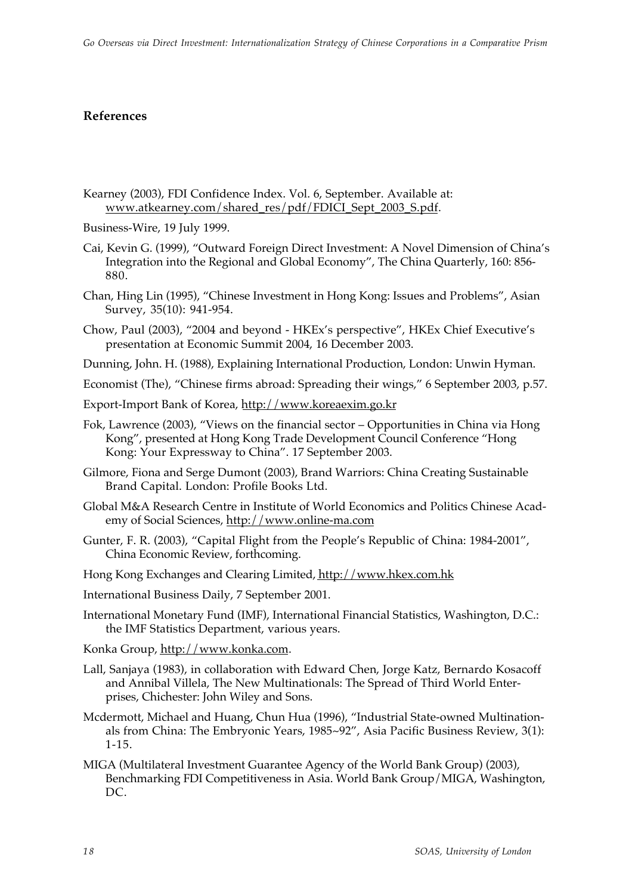## References

Kearney (2003), FDI Confidence Index. Vol. 6, September. Available at: www.atkearney.com/shared_res/pdf/FDICI_Sept_2003_S.pdf.

Business-Wire, 19 July 1999.

Cai, Kevin G. (1999), "Outward Foreign Direct Investment: A Novel Dimension of China's Integration into the Regional and Global Economy", The China Quarterly, 160: 856-880.

Chan, Hing Lin (1995), "Chinese Investment in Hong Kong: Issues and Problems", Asian Survey, 35(10): 941-954.

Chow, Paul (2003), "2004 and beyond - HKEx's perspective", HKEx Chief Executive's presentation at Economic Summit 2004, 16 December 2003.

Dunning, John. H. (1988), Explaining International Production, London: Unwin Hyman.

Economist (The), "Chinese firms abroad: Spreading their wings," 6 September 2003, p.57.

Export-Import Bank of Korea, http://www.koreaexim.go.kr

Fok, Lawrence (2003), "Views on the financial sector – Opportunities in China via Hong Kong", presented at Hong Kong Trade Development Council Conference "Hong Kong: Your Expressway to China". 17 September 2003.

Gilmore, Fiona and Serge Dumont (2003), Brand Warriors: China Creating Sustainable Brand Capital. London: Profile Books Ltd.

Global M&A Research Centre in Institute of World Economics and Politics Chinese Academy of Social Sciences, http://www.online-ma.com

Gunter, F. R. (2003), "Capital Flight from the People's Republic of China: 1984-2001", China Economic Review, forthcoming.

Hong Kong Exchanges and Clearing Limited, http://www.hkex.com.hk

International Business Daily, 7 September 2001.

International Monetary Fund (IMF), International Financial Statistics, Washington, D.C.: the IMF Statistics Department, various years.

Konka Group, http://www.konka.com.

Lall, Sanjaya (1983), in collaboration with Edward Chen, Jorge Katz, Bernardo Kosacoff and Annibal Villela, The New Multinationals: The Spread of Third World Enterprises, Chichester: John Wiley and Sons.

Mcdermott, Michael and Huang, Chun Hua (1996), "Industrial State-owned Multinationals from China: The Embryonic Years, 1985~92", Asia Pacific Business Review, 3(1): 1-15.

MIGA (Multilateral Investment Guarantee Agency of the World Bank Group) (2003), Benchmarking FDI Competitiveness in Asia. World Bank Group/MIGA, Washington, DC.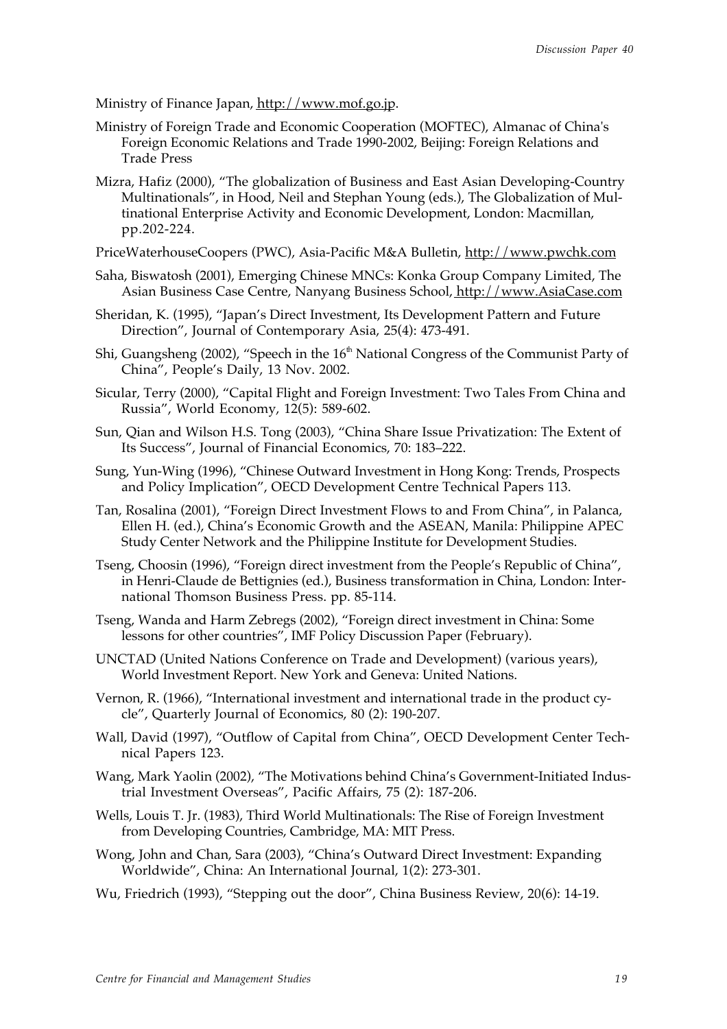Ministry of Finance Japan, http://www.mof.go.jp.

Ministry of Foreign Trade and Economic Cooperation (MOFTEC), Almanac of China's Foreign Economic Relations and Trade 1990-2002, Beijing: Foreign Relations and Trade Press

Mizra, Hafiz (2000), "The globalization of Business and East Asian Developing-Country Multinationals", in Hood, Neil and Stephan Young (eds.), The Globalization of Multinational Enterprise Activity and Economic Development, London: Macmillan, pp.202-224.

PriceWaterhouseCoopers (PWC), Asia-Pacific M&A Bulletin, http://www.pwchk.com

Saha, Biswatosh (2001), Emerging Chinese MNCs: Konka Group Company Limited, The Asian Business Case Centre, Nanyang Business School, http://www.AsiaCase.com

Sheridan, K. (1995), "Japan's Direct Investment, Its Development Pattern and Future Direction", Journal of Contemporary Asia, 25(4): 473-491.

Shi, Guangsheng (2002), "Speech in the 16th National Congress of the Communist Party of China", People's Daily, 13 Nov. 2002.

Sicular, Terry (2000), "Capital Flight and Foreign Investment: Two Tales From China and Russia", World Economy, 12(5): 589-602.

Sun, Qian and Wilson H.S. Tong (2003), "China Share Issue Privatization: The Extent of Its Success", Journal of Financial Economics, 70: 183–222.

Sung, Yun-Wing (1996), "Chinese Outward Investment in Hong Kong: Trends, Prospects and Policy Implication", OECD Development Centre Technical Papers 113.

Tan, Rosalina (2001), "Foreign Direct Investment Flows to and From China", in Palanca, Ellen H. (ed.), China's Economic Growth and the ASEAN, Manila: Philippine APEC Study Center Network and the Philippine Institute for Development Studies.

Tseng, Choosin (1996), "Foreign direct investment from the People's Republic of China", in Henri-Claude de Bettignies (ed.), Business transformation in China, London: International Thomson Business Press. pp. 85-114.

Tseng, Wanda and Harm Zebregs (2002), "Foreign direct investment in China: Some lessons for other countries", IMF Policy Discussion Paper (February).

UNCTAD (United Nations Conference on Trade and Development) (various years), World Investment Report. New York and Geneva: United Nations.

Vernon, R. (1966), "International investment and international trade in the product cycle", Quarterly Journal of Economics, 80 (2): 190-207.

Wall, David (1997), "Outflow of Capital from China", OECD Development Center Technical Papers 123.

Wang, Mark Yaolin (2002), "The Motivations behind China's Government-Initiated Industrial Investment Overseas", Pacific Affairs, 75 (2): 187-206.

Wells, Louis T. Jr. (1983), Third World Multinationals: The Rise of Foreign Investment from Developing Countries, Cambridge, MA: MIT Press.

Wong, John and Chan, Sara (2003), "China's Outward Direct Investment: Expanding Worldwide", China: An International Journal, 1(2): 273-301.

Wu, Friedrich (1993), "Stepping out the door", China Business Review, 20(6): 14-19.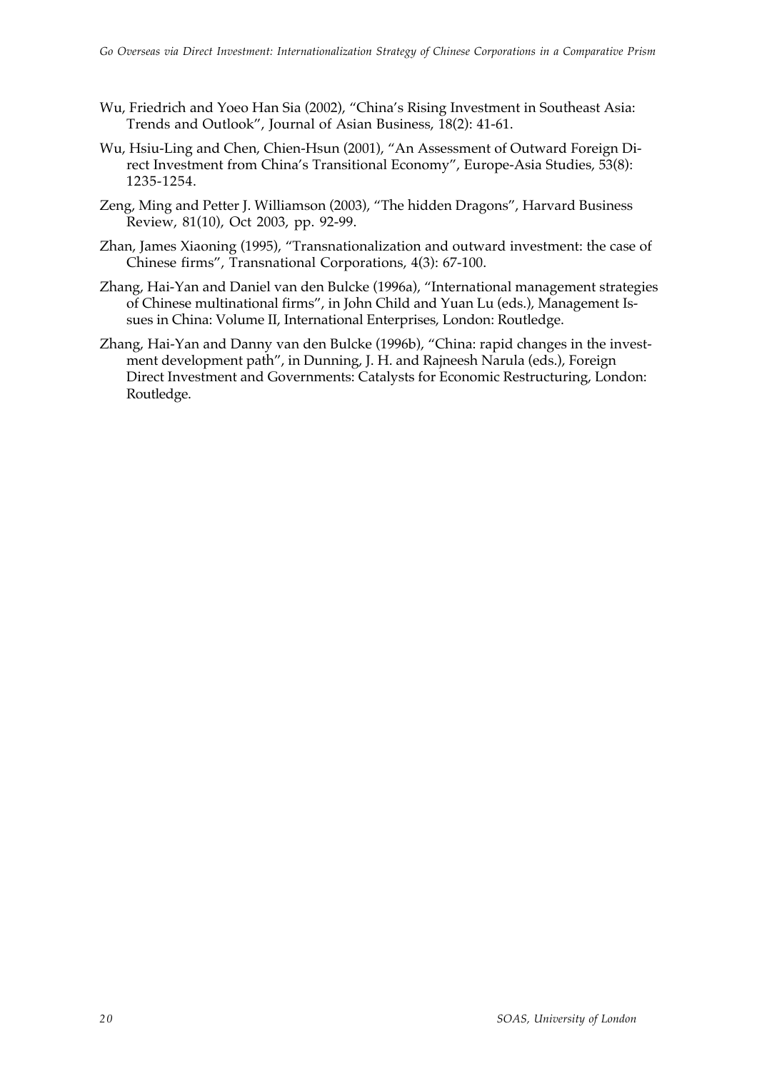Wu, Friedrich and Yoeo Han Sia (2002), "China's Rising Investment in Southeast Asia: Trends and Outlook", Journal of Asian Business, 18(2): 41-61.

Wu, Hsiu-Ling and Chen, Chien-Hsun (2001), "An Assessment of Outward Foreign Direct Investment from China's Transitional Economy", Europe-Asia Studies, 53(8): 1235-1254.

Zeng, Ming and Petter J. Williamson (2003), "The hidden Dragons", Harvard Business Review, 81(10), Oct 2003, pp. 92-99.

Zhan, James Xiaoning (1995), "Transnationalization and outward investment: the case of Chinese firms", Transnational Corporations, 4(3): 67-100.

Zhang, Hai-Yan and Daniel van den Bulcke (1996a), "International management strategies of Chinese multinational firms", in John Child and Yuan Lu (eds.), Management Issues in China: Volume II, International Enterprises, London: Routledge.

Zhang, Hai-Yan and Danny van den Bulcke (1996b), "China: rapid changes in the investment development path", in Dunning, J. H. and Rajneesh Narula (eds.), Foreign Direct Investment and Governments: Catalysts for Economic Restructuring, London: Routledge.